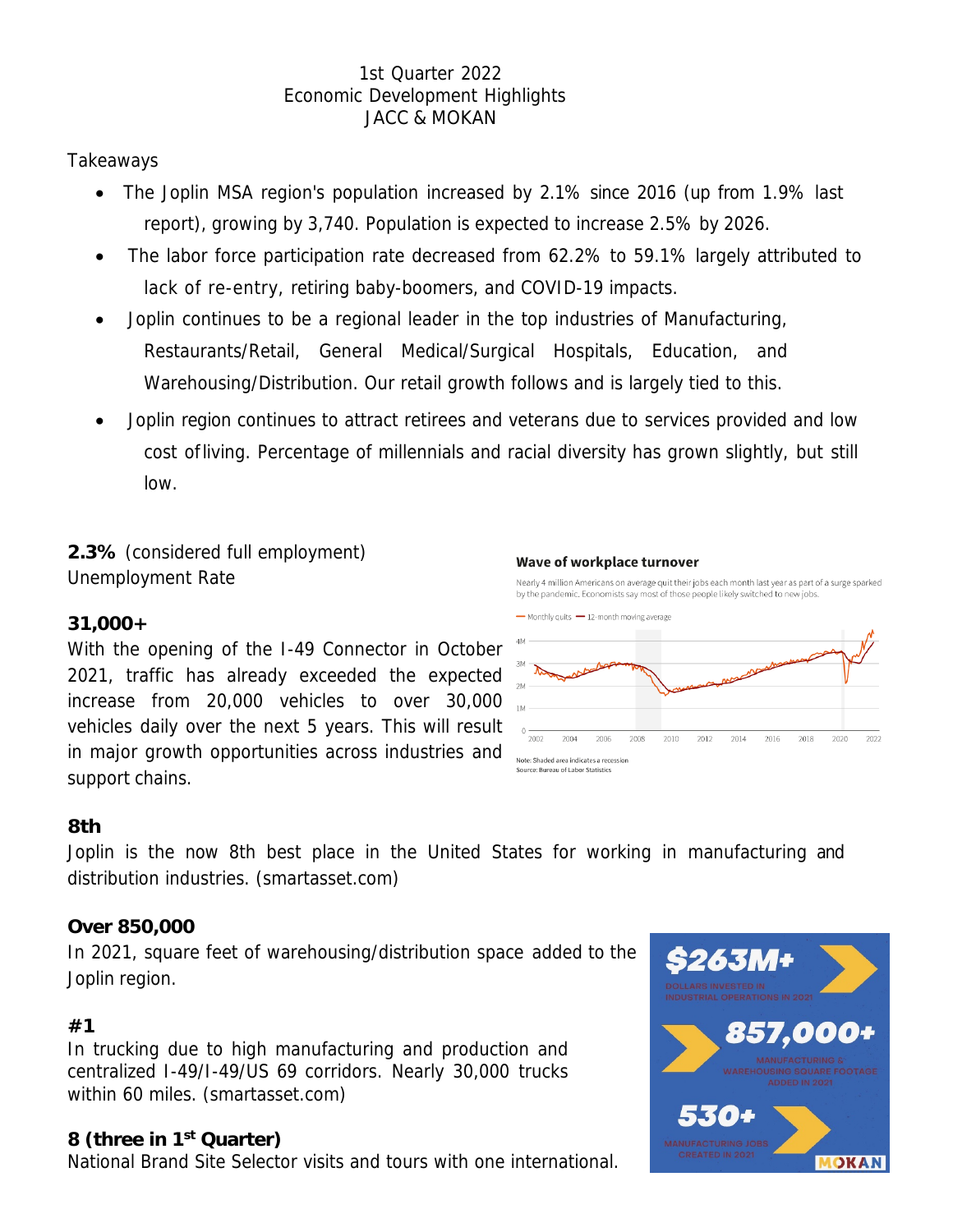# 1st Quarter 2022
## Economic Development Highlights
## JACC & MOKAN

Takeaways

- The Joplin MSA region's population increased by 2.1% since 2016 (up from 1.9% last report), growing by 3,740. Population is expected to increase 2.5% by 2026.
- The labor force participation rate decreased from 62.2% to 59.1% largely attributed to lack of re-entry, retiring baby-boomers, and COVID-19 impacts.
- Joplin continues to be a regional leader in the top industries of Manufacturing, Restaurants/Retail, General Medical/Surgical Hospitals, Education, and Warehousing/Distribution. Our retail growth follows and is largely tied to this.
- Joplin region continues to attract retirees and veterans due to services provided and low cost of living. Percentage of millennials and racial diversity has grown slightly, but still low.

**2.3%** (considered full employment)
Unemployment Rate

**31,000+**
With the opening of the I-49 Connector in October 2021, traffic has already exceeded the expected increase from 20,000 vehicles to over 30,000 vehicles daily over the next 5 years. This will result in major growth opportunities across industries and support chains.

**Wave of workplace turnover**

Nearly 4 million Americans on average quit their jobs each month last year as part of a surge sparked by the pandemic. Economists say most of those people likely switched to new jobs.

Note: Shaded area indicates a recession
Source: Bureau of Labor Statistics

**8th**
Joplin is the now 8th best place in the United States for working in manufacturing and distribution industries. (smartasset.com)

**Over 850,000**
In 2021, square feet of warehousing/distribution space added to the Joplin region.

**#1**
In trucking due to high manufacturing and production and centralized I-49/I-49/US 69 corridors. Nearly 30,000 trucks within 60 miles. (smartasset.com)

**8 (three in 1st Quarter)**
National Brand Site Selector visits and tours with one international.

**$263M+** DOLLARS INVESTED IN INDUSTRIAL OPERATIONS IN 2021

**857,000+** MANUFACTURING & WAREHOUSING SQUARE FOOTAGE ADDED IN 2021

**530+** MANUFACTURING JOBS CREATED IN 2021

MOKAN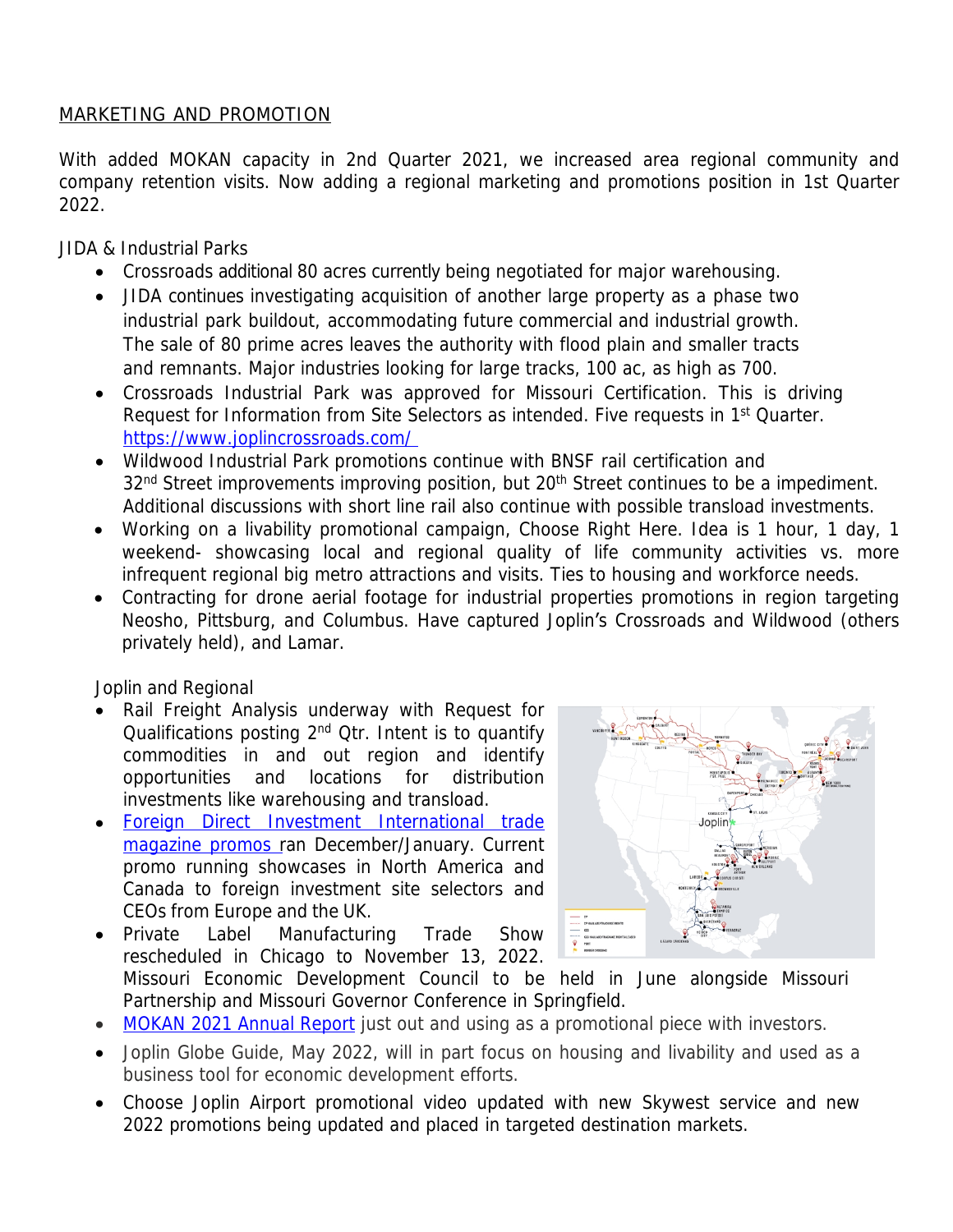MARKETING AND PROMOTION

With added MOKAN capacity in 2nd Quarter 2021, we increased area regional community and company retention visits. Now adding a regional marketing and promotions position in 1st Quarter 2022.

JIDA & Industrial Parks

- Crossroads additional 80 acres currently being negotiated for major warehousing.
- JIDA continues investigating acquisition of another large property as a phase two industrial park buildout, accommodating future commercial and industrial growth. The sale of 80 prime acres leaves the authority with flood plain and smaller tracts and remnants. Major industries looking for large tracks, 100 ac, as high as 700.
- Crossroads Industrial Park was approved for Missouri Certification. This is driving Request for Information from Site Selectors as intended. Five requests in 1st Quarter. https://www.joplincrossroads.com/
- Wildwood Industrial Park promotions continue with BNSF rail certification and 32nd Street improvements improving position, but 20th Street continues to be a impediment. Additional discussions with short line rail also continue with possible transload investments.
- Working on a livability promotional campaign, Choose Right Here. Idea is 1 hour, 1 day, 1 weekend- showcasing local and regional quality of life community activities vs. more infrequent regional big metro attractions and visits. Ties to housing and workforce needs.
- Contracting for drone aerial footage for industrial properties promotions in region targeting Neosho, Pittsburg, and Columbus. Have captured Joplin's Crossroads and Wildwood (others privately held), and Lamar.

Joplin and Regional

- Rail Freight Analysis underway with Request for Qualifications posting 2nd Qtr. Intent is to quantify commodities in and out region and identify opportunities and locations for distribution investments like warehousing and transload.
- Foreign Direct Investment International trade magazine promos ran December/January. Current promo running showcases in North America and Canada to foreign investment site selectors and CEOs from Europe and the UK.
- Private Label Manufacturing Trade Show rescheduled in Chicago to November 13, 2022. Missouri Economic Development Council to be held in June alongside Missouri Partnership and Missouri Governor Conference in Springfield.
- MOKAN 2021 Annual Report just out and using as a promotional piece with investors.
- Joplin Globe Guide, May 2022, will in part focus on housing and livability and used as a business tool for economic development efforts.
- Choose Joplin Airport promotional video updated with new Skywest service and new 2022 promotions being updated and placed in targeted destination markets.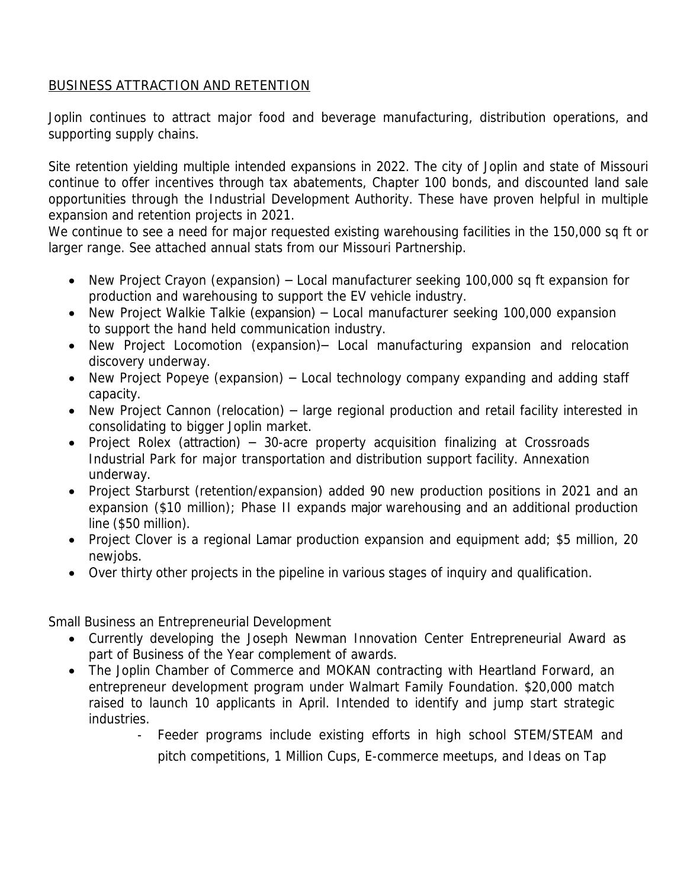## BUSINESS ATTRACTION AND RETENTION

Joplin continues to attract major food and beverage manufacturing, distribution operations, and supporting supply chains.

Site retention yielding multiple intended expansions in 2022. The city of Joplin and state of Missouri continue to offer incentives through tax abatements, Chapter 100 bonds, and discounted land sale opportunities through the Industrial Development Authority. These have proven helpful in multiple expansion and retention projects in 2021.
We continue to see a need for major requested existing warehousing facilities in the 150,000 sq ft or larger range. See attached annual stats from our Missouri Partnership.

- New Project Crayon (expansion) – Local manufacturer seeking 100,000 sq ft expansion for production and warehousing to support the EV vehicle industry.
- New Project Walkie Talkie (expansion) – Local manufacturer seeking 100,000 expansion to support the hand held communication industry.
- New Project Locomotion (expansion)– Local manufacturing expansion and relocation discovery underway.
- New Project Popeye (expansion) – Local technology company expanding and adding staff capacity.
- New Project Cannon (relocation) – large regional production and retail facility interested in consolidating to bigger Joplin market.
- Project Rolex (attraction) – 30-acre property acquisition finalizing at Crossroads Industrial Park for major transportation and distribution support facility. Annexation underway.
- Project Starburst (retention/expansion) added 90 new production positions in 2021 and an expansion ($10 million); Phase II expands major warehousing and an additional production line ($50 million).
- Project Clover is a regional Lamar production expansion and equipment add; $5 million, 20 newjobs.
- Over thirty other projects in the pipeline in various stages of inquiry and qualification.

Small Business an Entrepreneurial Development

- Currently developing the Joseph Newman Innovation Center Entrepreneurial Award as part of Business of the Year complement of awards.
- The Joplin Chamber of Commerce and MOKAN contracting with Heartland Forward, an entrepreneur development program under Walmart Family Foundation. $20,000 match raised to launch 10 applicants in April. Intended to identify and jump start strategic industries.
  - Feeder programs include existing efforts in high school STEM/STEAM and pitch competitions, 1 Million Cups, E-commerce meetups, and Ideas on Tap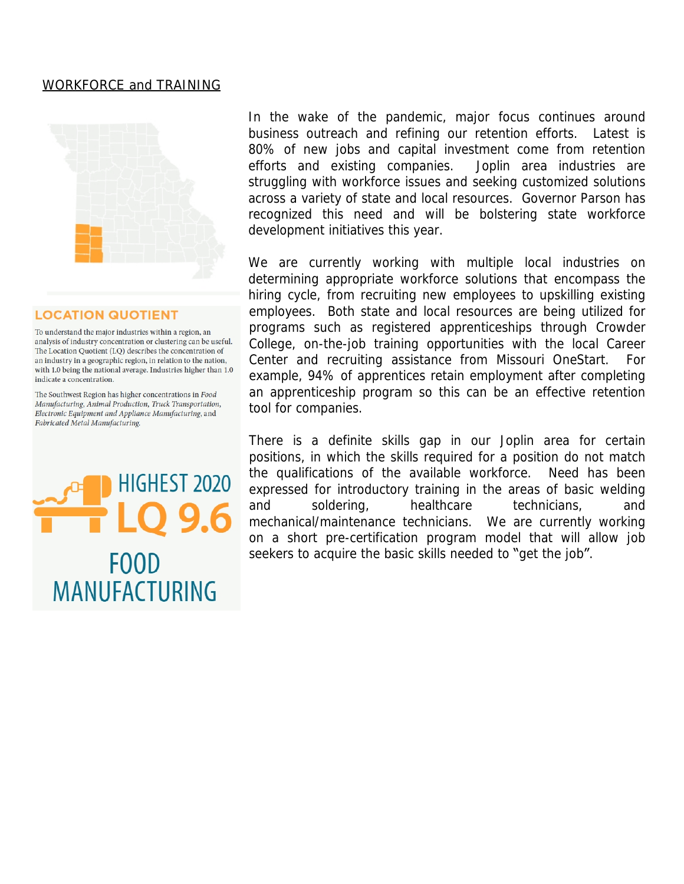## WORKFORCE and TRAINING

### LOCATION QUOTIENT

To understand the major industries within a region, an analysis of industry concentration or clustering can be useful. The Location Quotient (LQ) describes the concentration of an industry in a geographic region, in relation to the nation, with 1.0 being the national average. Industries higher than 1.0 indicate a concentration.

The Southwest Region has higher concentrations in *Food Manufacturing, Animal Production, Truck Transportation, Electronic Equipment and Appliance Manufacturing,* and *Fabricated Metal Manufacturing.*

HIGHEST 2020

LQ 9.6

FOOD MANUFACTURING

In the wake of the pandemic, major focus continues around business outreach and refining our retention efforts. Latest is 80% of new jobs and capital investment come from retention efforts and existing companies. Joplin area industries are struggling with workforce issues and seeking customized solutions across a variety of state and local resources. Governor Parson has recognized this need and will be bolstering state workforce development initiatives this year.

We are currently working with multiple local industries on determining appropriate workforce solutions that encompass the hiring cycle, from recruiting new employees to upskilling existing employees. Both state and local resources are being utilized for programs such as registered apprenticeships through Crowder College, on-the-job training opportunities with the local Career Center and recruiting assistance from Missouri OneStart. For example, 94% of apprentices retain employment after completing an apprenticeship program so this can be an effective retention tool for companies.

There is a definite skills gap in our Joplin area for certain positions, in which the skills required for a position do not match the qualifications of the available workforce. Need has been expressed for introductory training in the areas of basic welding and soldering, healthcare technicians, and mechanical/maintenance technicians. We are currently working on a short pre-certification program model that will allow job seekers to acquire the basic skills needed to "get the job".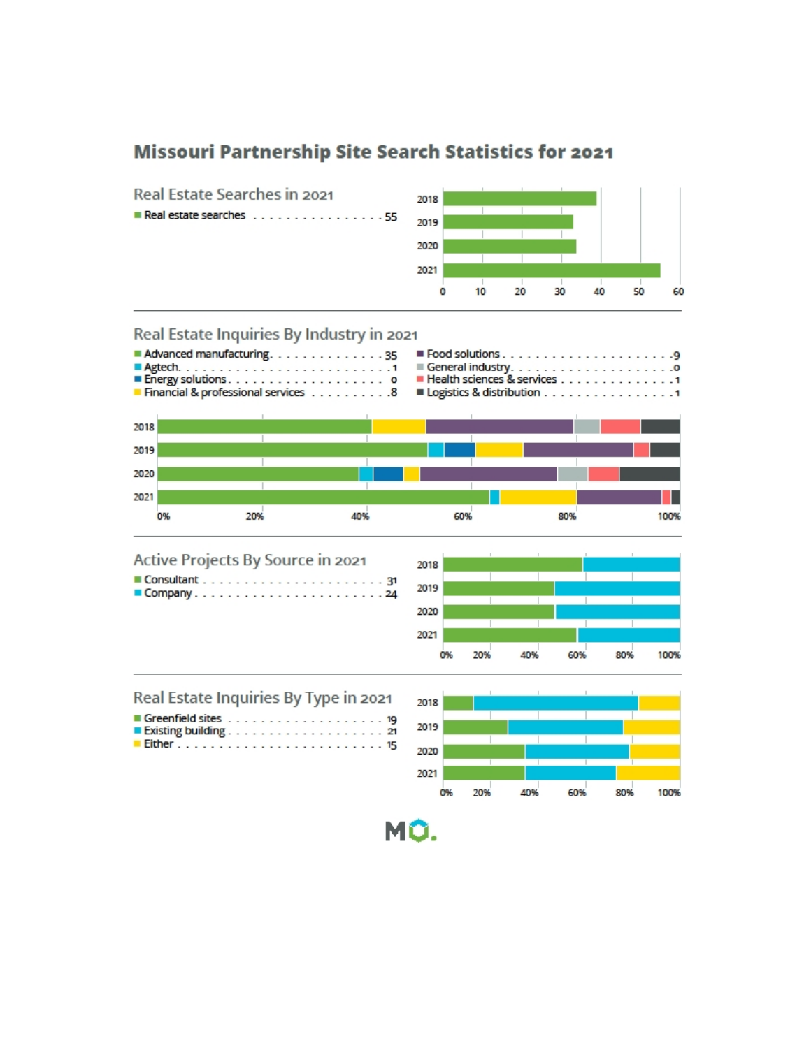# Missouri Partnership Site Search Statistics for 2021

## Real Estate Searches in 2021

- Real estate searches . . . . . . . . . . . . . . . . 55

2018
2019
2020
2021
0 10 20 30 40 50 60

## Real Estate Inquiries By Industry in 2021

- Advanced manufacturing . . . . . . . . . . . . . . 35
- Agtech . . . . . . . . . . . . . . . . . . . . . . . . . . 1
- Energy solutions . . . . . . . . . . . . . . . . . . . . 0
- Financial & professional services . . . . . . . . . 8
- Food solutions . . . . . . . . . . . . . . . . . . . . . 9
- General industry . . . . . . . . . . . . . . . . . . . . 0
- Health sciences & services . . . . . . . . . . . . . 1
- Logistics & distribution . . . . . . . . . . . . . . . 1

2018
2019
2020
2021
0% 20% 40% 60% 80% 100%

## Active Projects By Source in 2021

- Consultant . . . . . . . . . . . . . . . . . . . . . . 31
- Company . . . . . . . . . . . . . . . . . . . . . . . 24

2018
2019
2020
2021
0% 20% 40% 60% 80% 100%

## Real Estate Inquiries By Type in 2021

- Greenfield sites . . . . . . . . . . . . . . . . . . . 19
- Existing building . . . . . . . . . . . . . . . . . . 21
- Either . . . . . . . . . . . . . . . . . . . . . . . . . 15

2018
2019
2020
2021
0% 20% 40% 60% 80% 100%

MO.